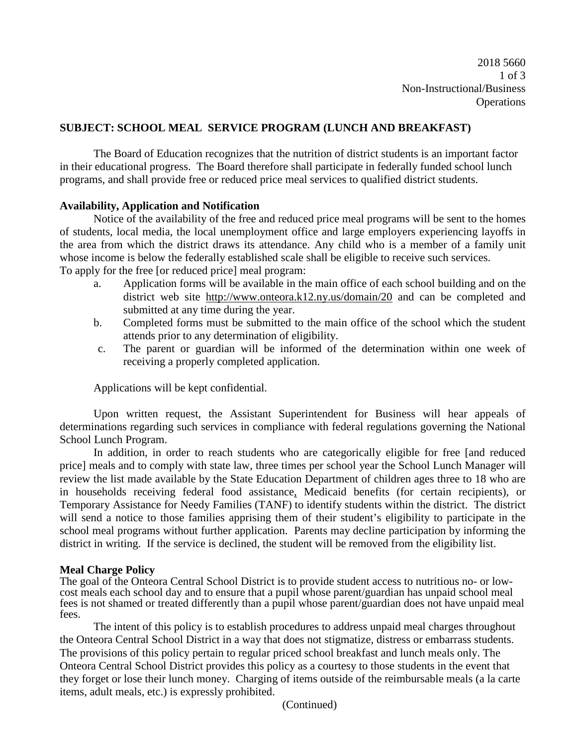## SUBJECT: SCHOOL MEAL SERVICE PROGRAM (LUNCH AND BREAKFAST)

The Board of Education recognizes that the nutrition of district students is an important factor in their educational progress. The Board therefore shall participate in federally funded school lunch programs, and shall provide free or reduced price meal services to qualified district students.

### Availability, Application and Notification

Notice of the availability of the free and reduced price meal programs will be sent to the homes of students, local media, the local unemployment office and large employers experiencing layoffs in the area from which the district draws its attendance. Any child who is a member of a family unit whose income is below the federally established scale shall be eligible to receive such services.

To apply for the free [or reduced price] meal program:

a. Application forms will be available in the main office of each school building and on the district web site http://www.onteora.k12.ny.us/domain/20 and can be completed and submitted at any time during the year.

b. Completed forms must be submitted to the main office of the school which the student attends prior to any determination of eligibility.

c. The parent or guardian will be informed of the determination within one week of receiving a properly completed application.

Applications will be kept confidential.

Upon written request, the Assistant Superintendent for Business will hear appeals of determinations regarding such services in compliance with federal regulations governing the National School Lunch Program.

In addition, in order to reach students who are categorically eligible for free [and reduced price] meals and to comply with state law, three times per school year the School Lunch Manager will review the list made available by the State Education Department of children ages three to 18 who are in households receiving federal food assistance, Medicaid benefits (for certain recipients), or Temporary Assistance for Needy Families (TANF) to identify students within the district. The district will send a notice to those families apprising them of their student's eligibility to participate in the school meal programs without further application. Parents may decline participation by informing the district in writing. If the service is declined, the student will be removed from the eligibility list.

### Meal Charge Policy

The goal of the Onteora Central School District is to provide student access to nutritious no- or low-cost meals each school day and to ensure that a pupil whose parent/guardian has unpaid school meal fees is not shamed or treated differently than a pupil whose parent/guardian does not have unpaid meal fees.

The intent of this policy is to establish procedures to address unpaid meal charges throughout the Onteora Central School District in a way that does not stigmatize, distress or embarrass students. The provisions of this policy pertain to regular priced school breakfast and lunch meals only. The Onteora Central School District provides this policy as a courtesy to those students in the event that they forget or lose their lunch money. Charging of items outside of the reimbursable meals (a la carte items, adult meals, etc.) is expressly prohibited.

(Continued)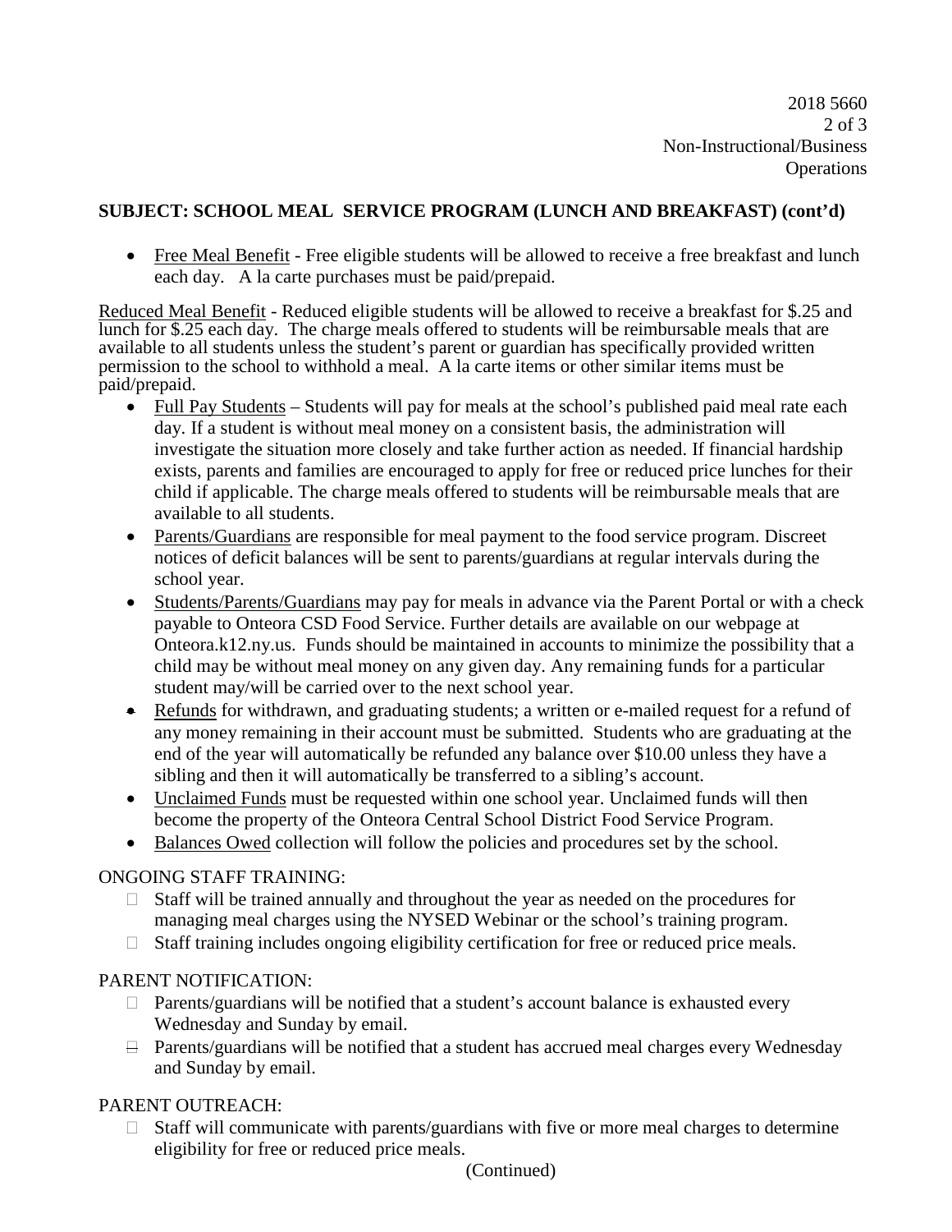**SUBJECT: SCHOOL MEAL SERVICE PROGRAM (LUNCH AND BREAKFAST) (cont'd)**

- Free Meal Benefit - Free eligible students will be allowed to receive a free breakfast and lunch each day. A la carte purchases must be paid/prepaid.

Reduced Meal Benefit - Reduced eligible students will be allowed to receive a breakfast for $.25 and lunch for $.25 each day. The charge meals offered to students will be reimbursable meals that are available to all students unless the student's parent or guardian has specifically provided written permission to the school to withhold a meal. A la carte items or other similar items must be paid/prepaid.

- Full Pay Students – Students will pay for meals at the school's published paid meal rate each day. If a student is without meal money on a consistent basis, the administration will investigate the situation more closely and take further action as needed. If financial hardship exists, parents and families are encouraged to apply for free or reduced price lunches for their child if applicable. The charge meals offered to students will be reimbursable meals that are available to all students.
- Parents/Guardians are responsible for meal payment to the food service program. Discreet notices of deficit balances will be sent to parents/guardians at regular intervals during the school year.
- Students/Parents/Guardians may pay for meals in advance via the Parent Portal or with a check payable to Onteora CSD Food Service. Further details are available on our webpage at Onteora.k12.ny.us. Funds should be maintained in accounts to minimize the possibility that a child may be without meal money on any given day. Any remaining funds for a particular student may/will be carried over to the next school year.
- Refunds for withdrawn, and graduating students; a written or e-mailed request for a refund of any money remaining in their account must be submitted. Students who are graduating at the end of the year will automatically be refunded any balance over $10.00 unless they have a sibling and then it will automatically be transferred to a sibling's account.
- Unclaimed Funds must be requested within one school year. Unclaimed funds will then become the property of the Onteora Central School District Food Service Program.
- Balances Owed collection will follow the policies and procedures set by the school.

ONGOING STAFF TRAINING:

- Staff will be trained annually and throughout the year as needed on the procedures for managing meal charges using the NYSED Webinar or the school's training program.
- Staff training includes ongoing eligibility certification for free or reduced price meals.

PARENT NOTIFICATION:

- Parents/guardians will be notified that a student's account balance is exhausted every Wednesday and Sunday by email.
- Parents/guardians will be notified that a student has accrued meal charges every Wednesday and Sunday by email.

PARENT OUTREACH:

- Staff will communicate with parents/guardians with five or more meal charges to determine eligibility for free or reduced price meals.

(Continued)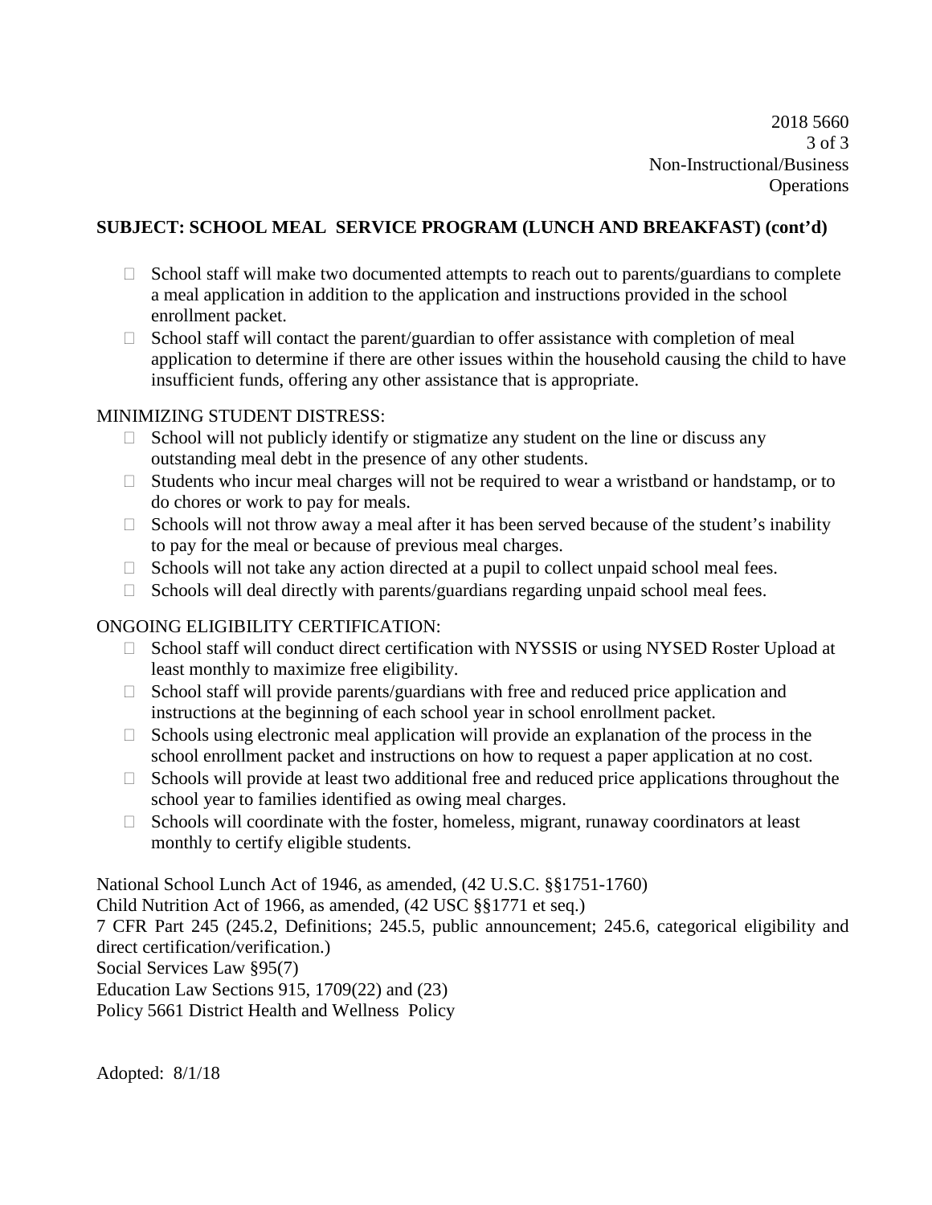**SUBJECT: SCHOOL MEAL SERVICE PROGRAM (LUNCH AND BREAKFAST) (cont'd)**

- School staff will make two documented attempts to reach out to parents/guardians to complete a meal application in addition to the application and instructions provided in the school enrollment packet.
- School staff will contact the parent/guardian to offer assistance with completion of meal application to determine if there are other issues within the household causing the child to have insufficient funds, offering any other assistance that is appropriate.

MINIMIZING STUDENT DISTRESS:

- School will not publicly identify or stigmatize any student on the line or discuss any outstanding meal debt in the presence of any other students.
- Students who incur meal charges will not be required to wear a wristband or handstamp, or to do chores or work to pay for meals.
- Schools will not throw away a meal after it has been served because of the student's inability to pay for the meal or because of previous meal charges.
- Schools will not take any action directed at a pupil to collect unpaid school meal fees.
- Schools will deal directly with parents/guardians regarding unpaid school meal fees.

ONGOING ELIGIBILITY CERTIFICATION:

- School staff will conduct direct certification with NYSSIS or using NYSED Roster Upload at least monthly to maximize free eligibility.
- School staff will provide parents/guardians with free and reduced price application and instructions at the beginning of each school year in school enrollment packet.
- Schools using electronic meal application will provide an explanation of the process in the school enrollment packet and instructions on how to request a paper application at no cost.
- Schools will provide at least two additional free and reduced price applications throughout the school year to families identified as owing meal charges.
- Schools will coordinate with the foster, homeless, migrant, runaway coordinators at least monthly to certify eligible students.

National School Lunch Act of 1946, as amended, (42 U.S.C. §§1751-1760)
Child Nutrition Act of 1966, as amended, (42 USC §§1771 et seq.)
7 CFR Part 245 (245.2, Definitions; 245.5, public announcement; 245.6, categorical eligibility and direct certification/verification.)
Social Services Law §95(7)
Education Law Sections 915, 1709(22) and (23)
Policy 5661 District Health and Wellness Policy

Adopted: 8/1/18